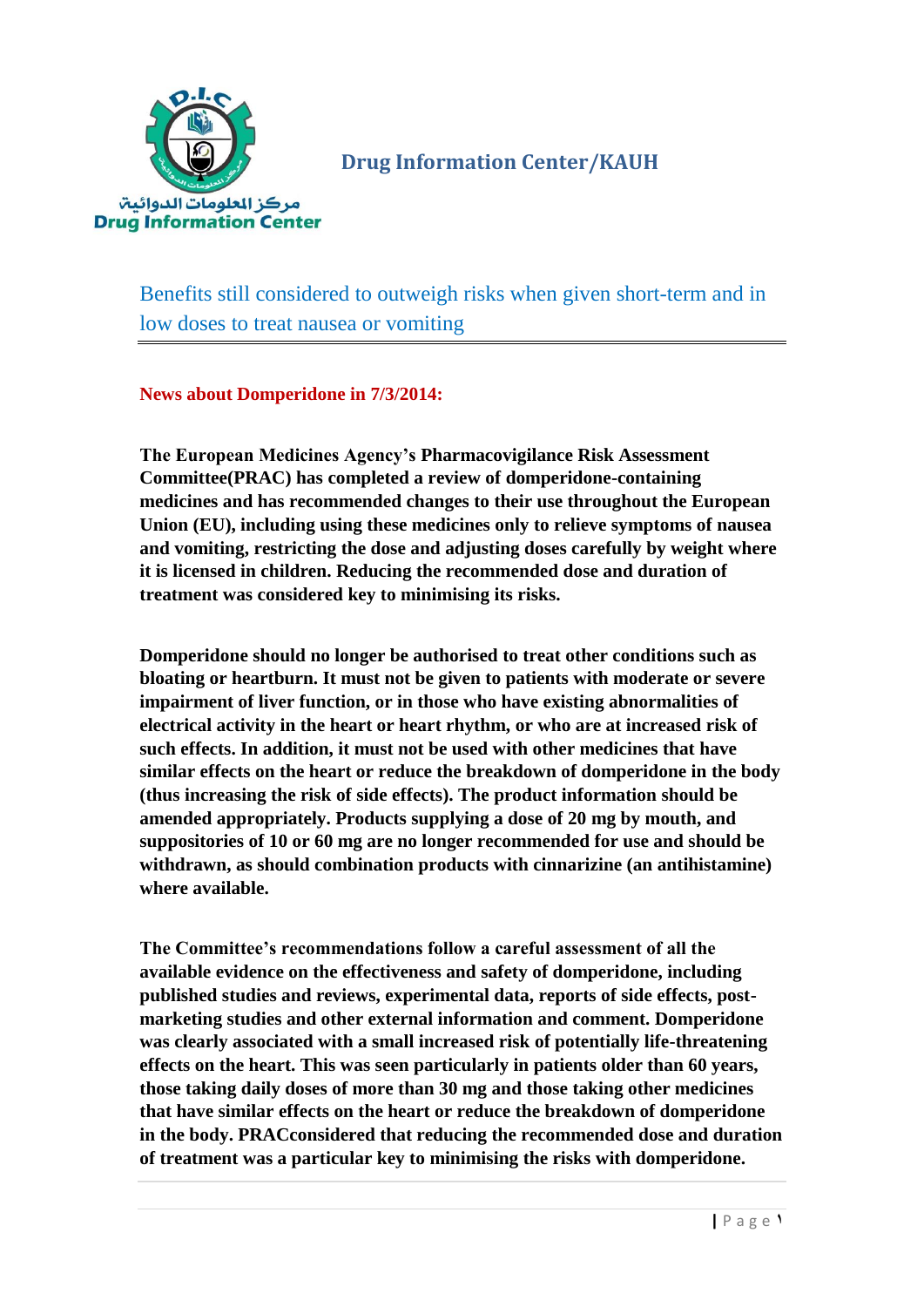مركز المعلومات الدوائية
Drug Information Center

# Drug Information Center/KAUH

## Benefits still considered to outweigh risks when given short-term and in low doses to treat nausea or vomiting

**News about Domperidone in 7/3/2014:**

**The European Medicines Agency's Pharmacovigilance Risk Assessment Committee(PRAC) has completed a review of domperidone-containing medicines and has recommended changes to their use throughout the European Union (EU), including using these medicines only to relieve symptoms of nausea and vomiting, restricting the dose and adjusting doses carefully by weight where it is licensed in children. Reducing the recommended dose and duration of treatment was considered key to minimising its risks.**

**Domperidone should no longer be authorised to treat other conditions such as bloating or heartburn. It must not be given to patients with moderate or severe impairment of liver function, or in those who have existing abnormalities of electrical activity in the heart or heart rhythm, or who are at increased risk of such effects. In addition, it must not be used with other medicines that have similar effects on the heart or reduce the breakdown of domperidone in the body (thus increasing the risk of side effects). The product information should be amended appropriately. Products supplying a dose of 20 mg by mouth, and suppositories of 10 or 60 mg are no longer recommended for use and should be withdrawn, as should combination products with cinnarizine (an antihistamine) where available.**

**The Committee's recommendations follow a careful assessment of all the available evidence on the effectiveness and safety of domperidone, including published studies and reviews, experimental data, reports of side effects, post-marketing studies and other external information and comment. Domperidone was clearly associated with a small increased risk of potentially life-threatening effects on the heart. This was seen particularly in patients older than 60 years, those taking daily doses of more than 30 mg and those taking other medicines that have similar effects on the heart or reduce the breakdown of domperidone in the body. PRACconsidered that reducing the recommended dose and duration of treatment was a particular key to minimising the risks with domperidone.**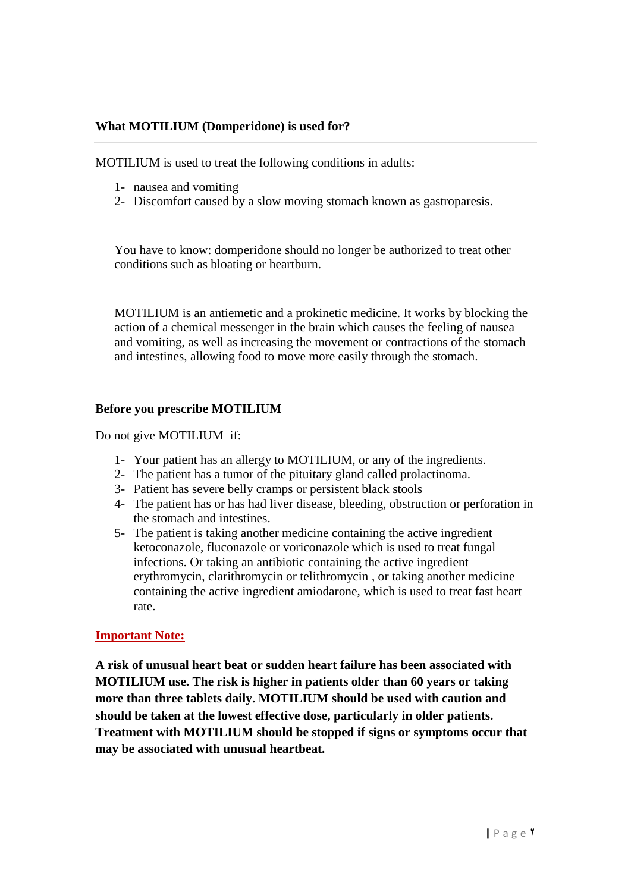## What MOTILIUM (Domperidone) is used for?

MOTILIUM is used to treat the following conditions in adults:

1- nausea and vomiting
2- Discomfort caused by a slow moving stomach known as gastroparesis.

You have to know: domperidone should no longer be authorized to treat other conditions such as bloating or heartburn.

MOTILIUM is an antiemetic and a prokinetic medicine. It works by blocking the action of a chemical messenger in the brain which causes the feeling of nausea and vomiting, as well as increasing the movement or contractions of the stomach and intestines, allowing food to move more easily through the stomach.

## Before you prescribe MOTILIUM

Do not give MOTILIUM if:

1- Your patient has an allergy to MOTILIUM, or any of the ingredients.
2- The patient has a tumor of the pituitary gland called prolactinoma.
3- Patient has severe belly cramps or persistent black stools
4- The patient has or has had liver disease, bleeding, obstruction or perforation in the stomach and intestines.
5- The patient is taking another medicine containing the active ingredient ketoconazole, fluconazole or voriconazole which is used to treat fungal infections. Or taking an antibiotic containing the active ingredient erythromycin, clarithromycin or telithromycin , or taking another medicine containing the active ingredient amiodarone, which is used to treat fast heart rate.

**Important Note:**

**A risk of unusual heart beat or sudden heart failure has been associated with MOTILIUM use. The risk is higher in patients older than 60 years or taking more than three tablets daily. MOTILIUM should be used with caution and should be taken at the lowest effective dose, particularly in older patients. Treatment with MOTILIUM should be stopped if signs or symptoms occur that may be associated with unusual heartbeat.**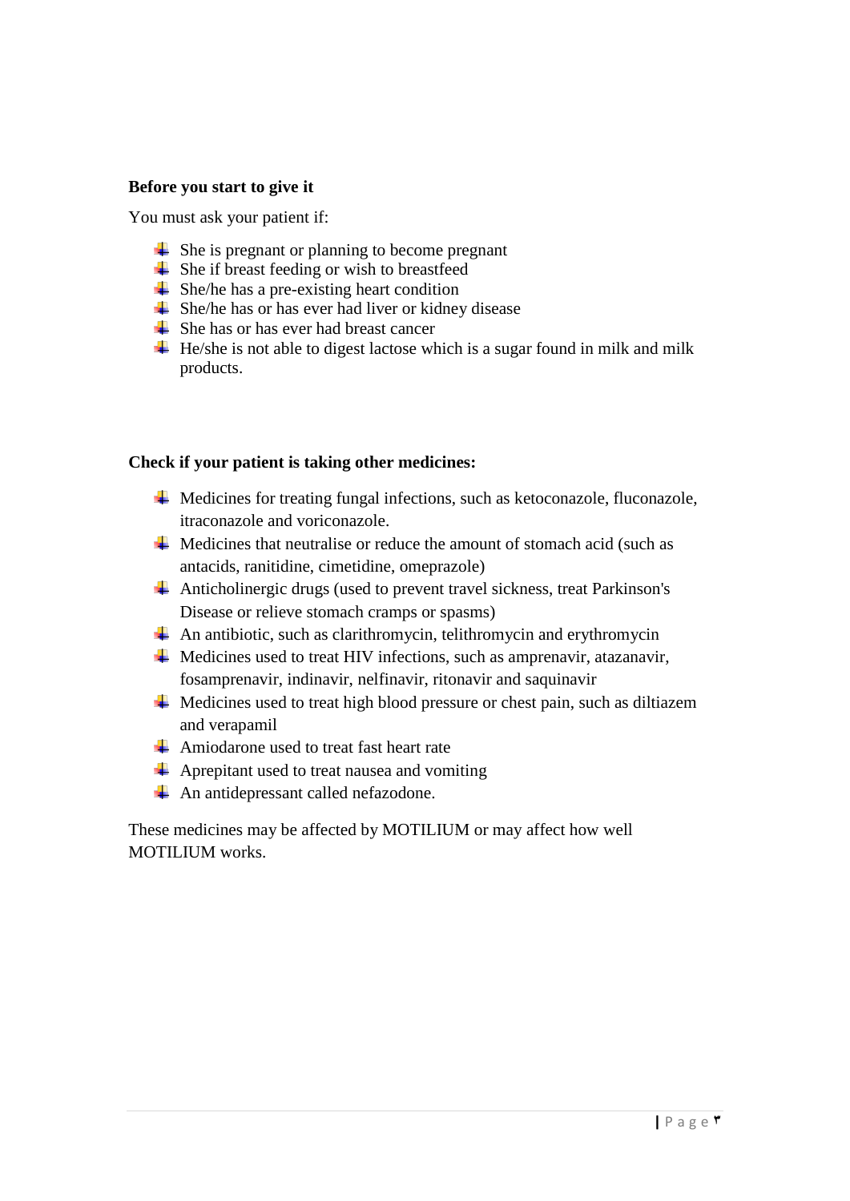**Before you start to give it**

You must ask your patient if:

- She is pregnant or planning to become pregnant
- She if breast feeding or wish to breastfeed
- She/he has a pre-existing heart condition
- She/he has or has ever had liver or kidney disease
- She has or has ever had breast cancer
- He/she is not able to digest lactose which is a sugar found in milk and milk products.

**Check if your patient is taking other medicines:**

- Medicines for treating fungal infections, such as ketoconazole, fluconazole, itraconazole and voriconazole.
- Medicines that neutralise or reduce the amount of stomach acid (such as antacids, ranitidine, cimetidine, omeprazole)
- Anticholinergic drugs (used to prevent travel sickness, treat Parkinson's Disease or relieve stomach cramps or spasms)
- An antibiotic, such as clarithromycin, telithromycin and erythromycin
- Medicines used to treat HIV infections, such as amprenavir, atazanavir, fosamprenavir, indinavir, nelfinavir, ritonavir and saquinavir
- Medicines used to treat high blood pressure or chest pain, such as diltiazem and verapamil
- Amiodarone used to treat fast heart rate
- Aprepitant used to treat nausea and vomiting
- An antidepressant called nefazodone.

These medicines may be affected by MOTILIUM or may affect how well MOTILIUM works.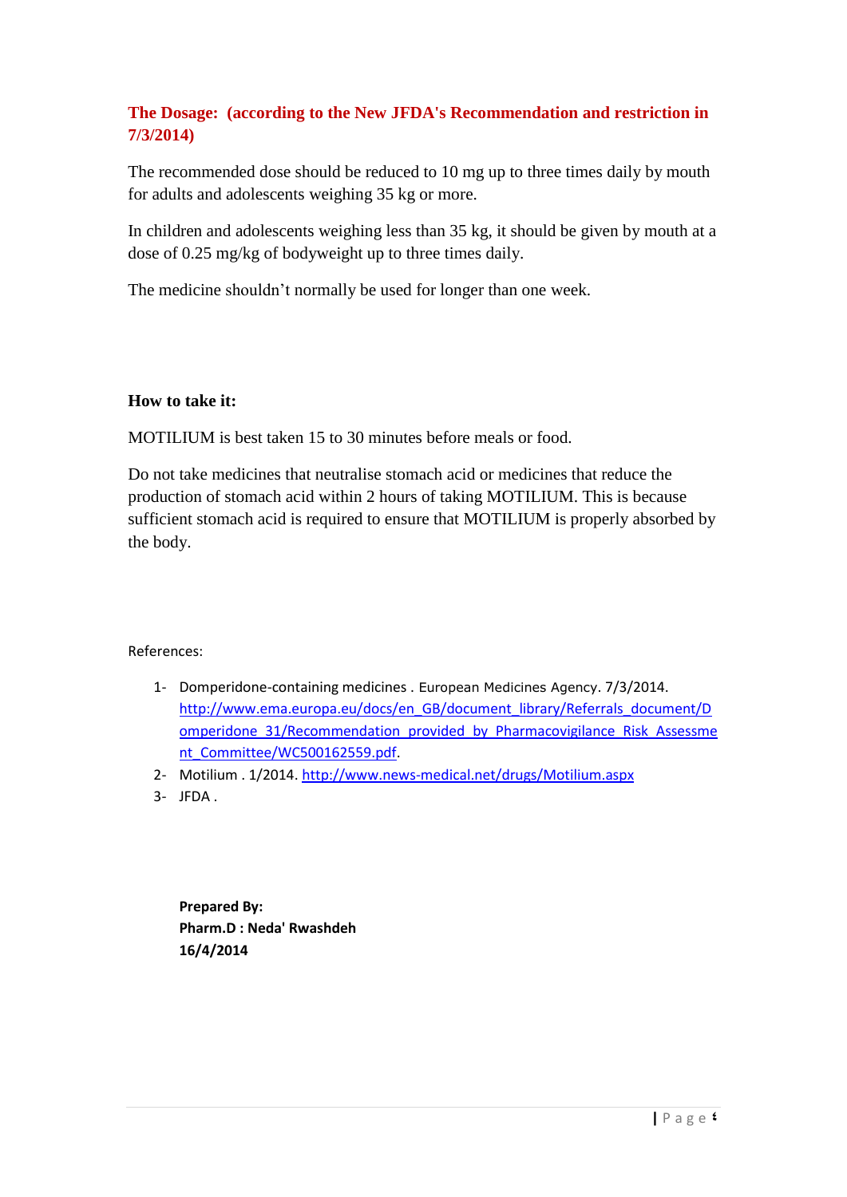## The Dosage: (according to the New JFDA's Recommendation and restriction in 7/3/2014)

The recommended dose should be reduced to 10 mg up to three times daily by mouth for adults and adolescents weighing 35 kg or more.

In children and adolescents weighing less than 35 kg, it should be given by mouth at a dose of 0.25 mg/kg of bodyweight up to three times daily.

The medicine shouldn't normally be used for longer than one week.

### How to take it:

MOTILIUM is best taken 15 to 30 minutes before meals or food.

Do not take medicines that neutralise stomach acid or medicines that reduce the production of stomach acid within 2 hours of taking MOTILIUM. This is because sufficient stomach acid is required to ensure that MOTILIUM is properly absorbed by the body.

References:

1- Domperidone-containing medicines . European Medicines Agency. 7/3/2014. http://www.ema.europa.eu/docs/en_GB/document_library/Referrals_document/Domperidone_31/Recommendation_provided_by_Pharmacovigilance_Risk_Assessment_Committee/WC500162559.pdf.
2- Motilium . 1/2014. http://www.news-medical.net/drugs/Motilium.aspx
3- JFDA .

**Prepared By:**
**Pharm.D : Neda' Rwashdeh**
**16/4/2014**